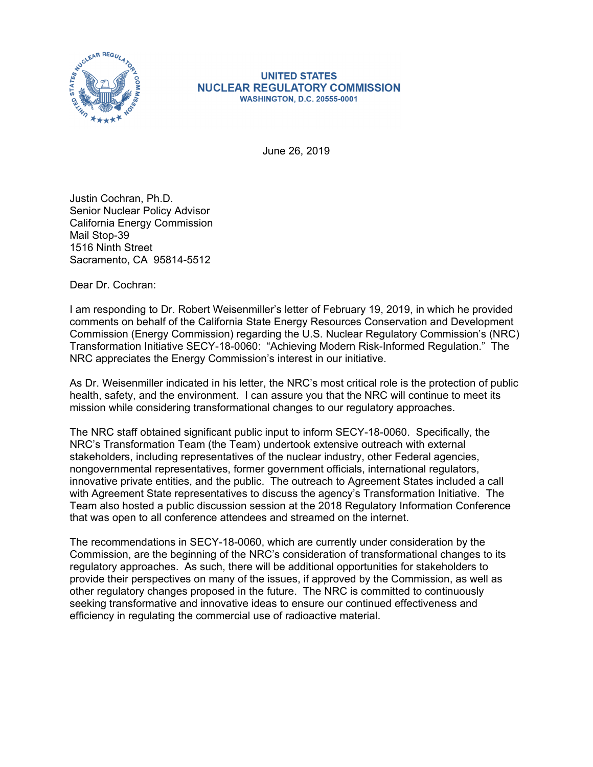**UNITED STATES**
**NUCLEAR REGULATORY COMMISSION**
**WASHINGTON, D.C. 20555-0001**

June 26, 2019

Justin Cochran, Ph.D.
Senior Nuclear Policy Advisor
California Energy Commission
Mail Stop-39
1516 Ninth Street
Sacramento, CA 95814-5512

Dear Dr. Cochran:

I am responding to Dr. Robert Weisenmiller's letter of February 19, 2019, in which he provided comments on behalf of the California State Energy Resources Conservation and Development Commission (Energy Commission) regarding the U.S. Nuclear Regulatory Commission's (NRC) Transformation Initiative SECY-18-0060: "Achieving Modern Risk-Informed Regulation." The NRC appreciates the Energy Commission's interest in our initiative.

As Dr. Weisenmiller indicated in his letter, the NRC's most critical role is the protection of public health, safety, and the environment. I can assure you that the NRC will continue to meet its mission while considering transformational changes to our regulatory approaches.

The NRC staff obtained significant public input to inform SECY-18-0060. Specifically, the NRC's Transformation Team (the Team) undertook extensive outreach with external stakeholders, including representatives of the nuclear industry, other Federal agencies, nongovernmental representatives, former government officials, international regulators, innovative private entities, and the public. The outreach to Agreement States included a call with Agreement State representatives to discuss the agency's Transformation Initiative. The Team also hosted a public discussion session at the 2018 Regulatory Information Conference that was open to all conference attendees and streamed on the internet.

The recommendations in SECY-18-0060, which are currently under consideration by the Commission, are the beginning of the NRC's consideration of transformational changes to its regulatory approaches. As such, there will be additional opportunities for stakeholders to provide their perspectives on many of the issues, if approved by the Commission, as well as other regulatory changes proposed in the future. The NRC is committed to continuously seeking transformative and innovative ideas to ensure our continued effectiveness and efficiency in regulating the commercial use of radioactive material.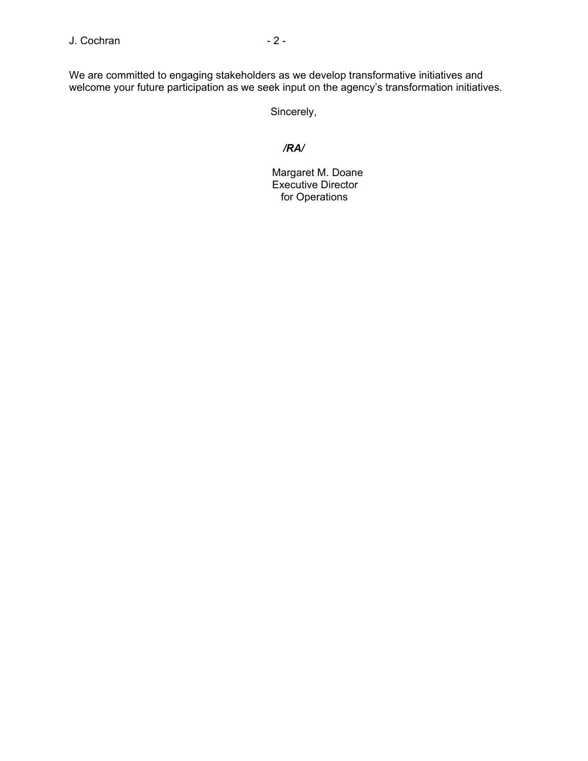We are committed to engaging stakeholders as we develop transformative initiatives and welcome your future participation as we seek input on the agency's transformation initiatives.

Sincerely,

***/RA/***

Margaret M. Doane
Executive Director
for Operations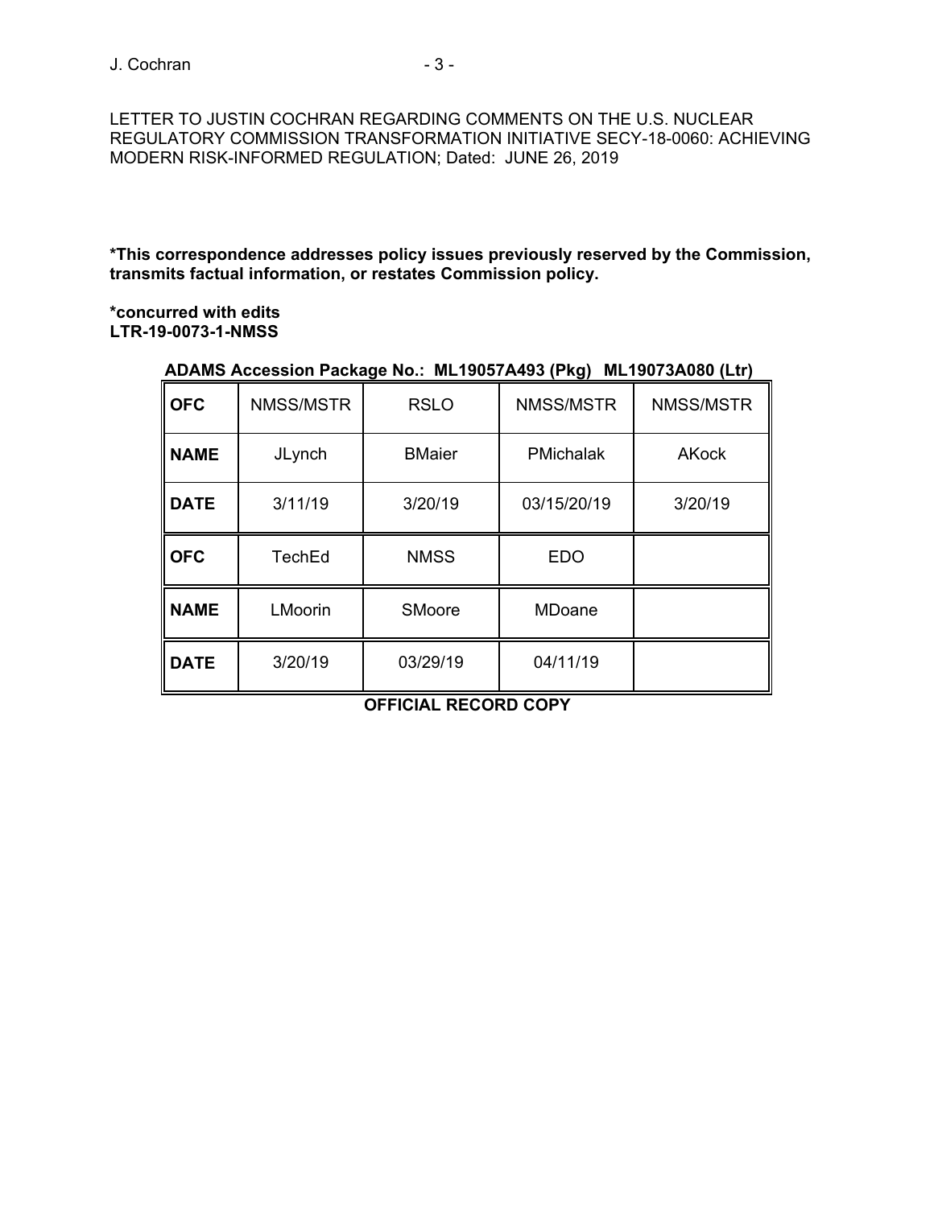LETTER TO JUSTIN COCHRAN REGARDING COMMENTS ON THE U.S. NUCLEAR REGULATORY COMMISSION TRANSFORMATION INITIATIVE SECY-18-0060: ACHIEVING MODERN RISK-INFORMED REGULATION; Dated: JUNE 26, 2019

**\*This correspondence addresses policy issues previously reserved by the Commission, transmits factual information, or restates Commission policy.**

**\*concurred with edits**
**LTR-19-0073-1-NMSS**

**ADAMS Accession Package No.: ML19057A493 (Pkg) ML19073A080 (Ltr)**

| | | | | |
|---|---|---|---|---|
| **OFC** | NMSS/MSTR | RSLO | NMSS/MSTR | NMSS/MSTR |
| **NAME** | JLynch | BMaier | PMichalak | AKock |
| **DATE** | 3/11/19 | 3/20/19 | 03/15/20/19 | 3/20/19 |
| **OFC** | TechEd | NMSS | EDO | |
| **NAME** | LMoorin | SMoore | MDoane | |
| **DATE** | 3/20/19 | 03/29/19 | 04/11/19 | |

**OFFICIAL RECORD COPY**